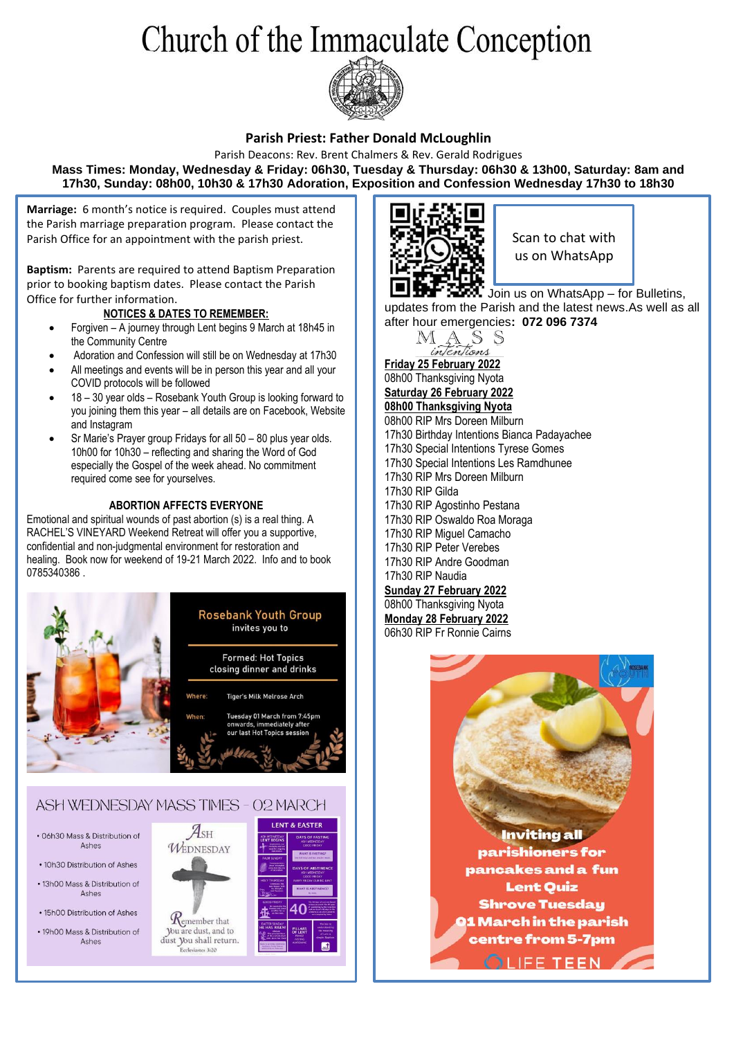# Church of the Immaculate Conception

**Parish Priest: Father Donald McLoughlin**

Parish Deacons: Rev. Brent Chalmers & Rev. Gerald Rodrigues

**Mass Times: Monday, Wednesday & Friday: 06h30, Tuesday & Thursday: 06h30 & 13h00, Saturday: 8am and 17h30, Sunday: 08h00, 10h30 & 17h30 Adoration, Exposition and Confession Wednesday 17h30 to 18h30**

**Marriage:** 6 month's notice is required. Couples must attend the Parish marriage preparation program. Please contact the Parish Office for an appointment with the parish priest.

**Baptism:** Parents are required to attend Baptism Preparation prior to booking baptism dates. Please contact the Parish Office for further information.

**NOTICES & DATES TO REMEMBER:**

- Forgiven – A journey through Lent begins 9 March at 18h45 in the Community Centre
- Adoration and Confession will still be on Wednesday at 17h30
- All meetings and events will be in person this year and all your COVID protocols will be followed
- 18 – 30 year olds – Rosebank Youth Group is looking forward to you joining them this year – all details are on Facebook, Website and Instagram
- Sr Marie's Prayer group Fridays for all 50 – 80 plus year olds. 10h00 for 10h30 – reflecting and sharing the Word of God especially the Gospel of the week ahead. No commitment required come see for yourselves.

**ABORTION AFFECTS EVERYONE**

Emotional and spiritual wounds of past abortion (s) is a real thing. A RACHEL'S VINEYARD Weekend Retreat will offer you a supportive, confidential and non-judgmental environment for restoration and healing. Book now for weekend of 19-21 March 2022. Info and to book 0785340386 .

**Rosebank Youth Group** invites you to

Formed: Hot Topics closing dinner and drinks

Where: Tiger's Milk Melrose Arch

When: Tuesday 01 March from 7:45pm onwards, immediately after our last Hot Topics session

## ASH WEDNESDAY MASS TIMES – 02 MARCH

- 06h30 Mass & Distribution of Ashes
- 10h30 Distribution of Ashes
- 13h00 Mass & Distribution of Ashes
- 15h00 Distribution of Ashes
- 19h00 Mass & Distribution of Ashes

Ash Wednesday

Remember that you are dust, and to dust you shall return.
Ecclesiastes 3:20

Scan to chat with us on WhatsApp

Join us on WhatsApp – for Bulletins, updates from the Parish and the latest news.As well as all after hour emergencies**: 072 096 7374**

## Mass intentions

**Friday 25 February 2022**

08h00 Thanksgiving Nyota

**Saturday 26 February 2022**

**08h00 Thanksgiving Nyota**

08h00 RIP Mrs Doreen Milburn
17h30 Birthday Intentions Bianca Padayachee
17h30 Special Intentions Tyrese Gomes
17h30 Special Intentions Les Ramdhunee
17h30 RIP Mrs Doreen Milburn
17h30 RIP Gilda
17h30 RIP Agostinho Pestana
17h30 RIP Oswaldo Roa Moraga
17h30 RIP Miguel Camacho
17h30 RIP Peter Verebes
17h30 RIP Andre Goodman
17h30 RIP Naudia

**Sunday 27 February 2022**

08h00 Thanksgiving Nyota

**Monday 28 February 2022**

06h30 RIP Fr Ronnie Cairns

**Inviting all parishioners for pancakes and a fun Lent Quiz Shrove Tuesday 01 March in the parish centre from 5-7pm**

LIFE TEEN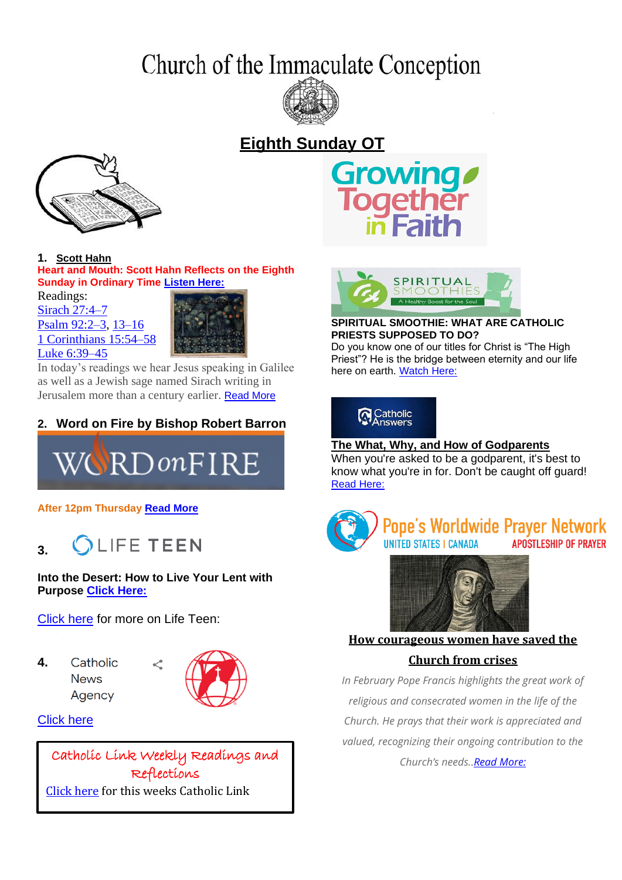# Church of the Immaculate Conception

## Eighth Sunday OT

Growing Together in Faith

1. **Scott Hahn**

**Heart and Mouth: Scott Hahn Reflects on the Eighth Sunday in Ordinary Time** **Listen Here:**

Readings:
Sirach 27:4–7
Psalm 92:2–3, 13–16
1 Corinthians 15:54–58
Luke 6:39–45

In today's readings we hear Jesus speaking in Galilee as well as a Jewish sage named Sirach writing in Jerusalem more than a century earlier. Read More

2. **Word on Fire by Bishop Robert Barron**

WORD on FIRE

**After 12pm Thursday** **Read More**

3. LIFE TEEN

**Into the Desert: How to Live Your Lent with Purpose** **Click Here:**

Click here for more on Life Teen:

4. Catholic News Agency

Click here

**Catholic Link Weekly Readings and Reflections**

Click here for this weeks Catholic Link

SPIRITUAL SMOOTHIES – A Healthy Boost for the Soul

**SPIRITUAL SMOOTHIE: WHAT ARE CATHOLIC PRIESTS SUPPOSED TO DO?**

Do you know one of our titles for Christ is "The High Priest"? He is the bridge between eternity and our life here on earth. Watch Here:

Catholic Answers

**The What, Why, and How of Godparents**

When you're asked to be a godparent, it's best to know what you're in for. Don't be caught off guard!
Read Here:

Pope's Worldwide Prayer Network
UNITED STATES | CANADA — APOSTLESHIP OF PRAYER

**How courageous women have saved the Church from crises**

*In February Pope Francis highlights the great work of religious and consecrated women in the life of the Church. He prays that their work is appreciated and valued, recognizing their ongoing contribution to the Church's needs..Read More:*